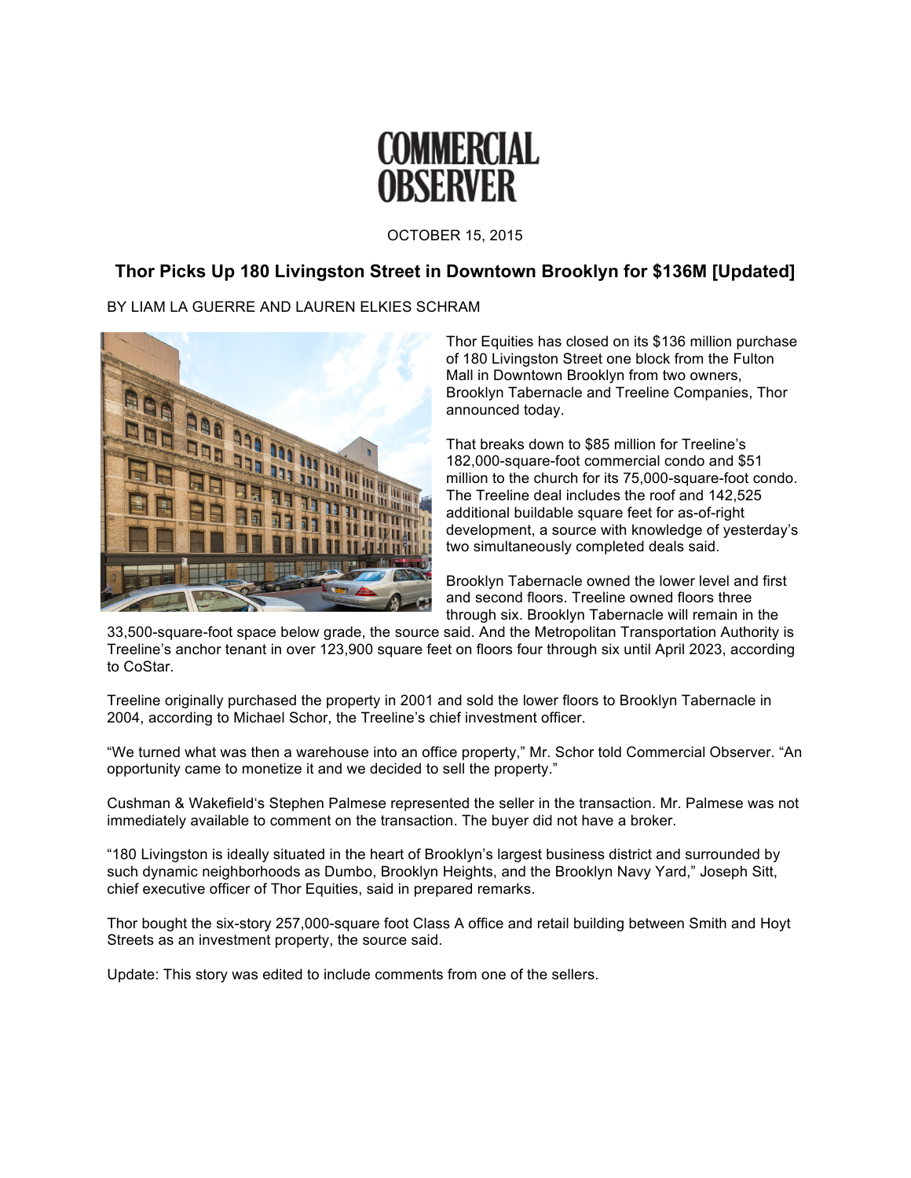# COMMERCIAL OBSERVER

OCTOBER 15, 2015

## Thor Picks Up 180 Livingston Street in Downtown Brooklyn for $136M [Updated]

BY LIAM LA GUERRE AND LAUREN ELKIES SCHRAM

Thor Equities has closed on its $136 million purchase of 180 Livingston Street one block from the Fulton Mall in Downtown Brooklyn from two owners, Brooklyn Tabernacle and Treeline Companies, Thor announced today.

That breaks down to $85 million for Treeline's 182,000-square-foot commercial condo and $51 million to the church for its 75,000-square-foot condo. The Treeline deal includes the roof and 142,525 additional buildable square feet for as-of-right development, a source with knowledge of yesterday's two simultaneously completed deals said.

Brooklyn Tabernacle owned the lower level and first and second floors. Treeline owned floors three through six. Brooklyn Tabernacle will remain in the 33,500-square-foot space below grade, the source said. And the Metropolitan Transportation Authority is Treeline's anchor tenant in over 123,900 square feet on floors four through six until April 2023, according to CoStar.

Treeline originally purchased the property in 2001 and sold the lower floors to Brooklyn Tabernacle in 2004, according to Michael Schor, the Treeline's chief investment officer.

"We turned what was then a warehouse into an office property," Mr. Schor told Commercial Observer. "An opportunity came to monetize it and we decided to sell the property."

Cushman & Wakefield's Stephen Palmese represented the seller in the transaction. Mr. Palmese was not immediately available to comment on the transaction. The buyer did not have a broker.

"180 Livingston is ideally situated in the heart of Brooklyn's largest business district and surrounded by such dynamic neighborhoods as Dumbo, Brooklyn Heights, and the Brooklyn Navy Yard," Joseph Sitt, chief executive officer of Thor Equities, said in prepared remarks.

Thor bought the six-story 257,000-square foot Class A office and retail building between Smith and Hoyt Streets as an investment property, the source said.

Update: This story was edited to include comments from one of the sellers.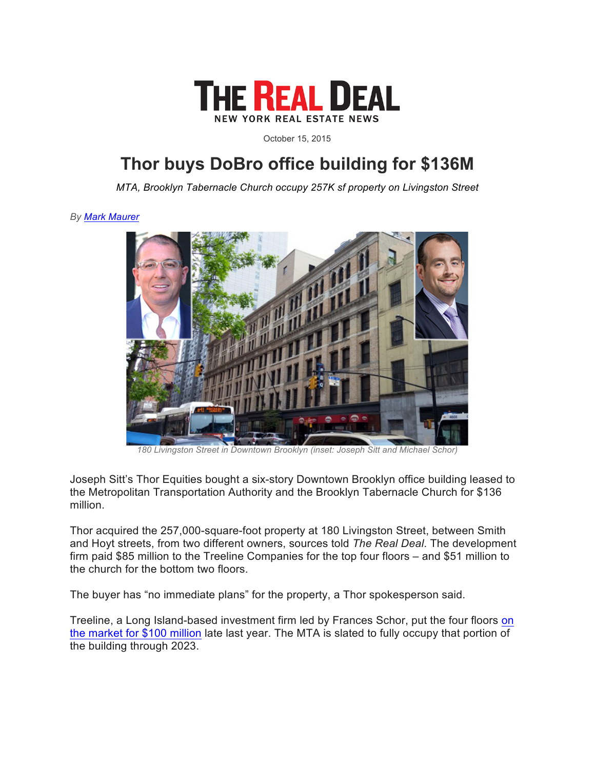# THE REAL DEAL

NEW YORK REAL ESTATE NEWS

October 15, 2015

## Thor buys DoBro office building for $136M

*MTA, Brooklyn Tabernacle Church occupy 257K sf property on Livingston Street*

*By Mark Maurer*

180 Livingston Street in Downtown Brooklyn (inset: Joseph Sitt and Michael Schor)

Joseph Sitt's Thor Equities bought a six-story Downtown Brooklyn office building leased to the Metropolitan Transportation Authority and the Brooklyn Tabernacle Church for $136 million.

Thor acquired the 257,000-square-foot property at 180 Livingston Street, between Smith and Hoyt streets, from two different owners, sources told *The Real Deal*. The development firm paid $85 million to the Treeline Companies for the top four floors – and $51 million to the church for the bottom two floors.

The buyer has "no immediate plans" for the property, a Thor spokesperson said.

Treeline, a Long Island-based investment firm led by Frances Schor, put the four floors on the market for $100 million late last year. The MTA is slated to fully occupy that portion of the building through 2023.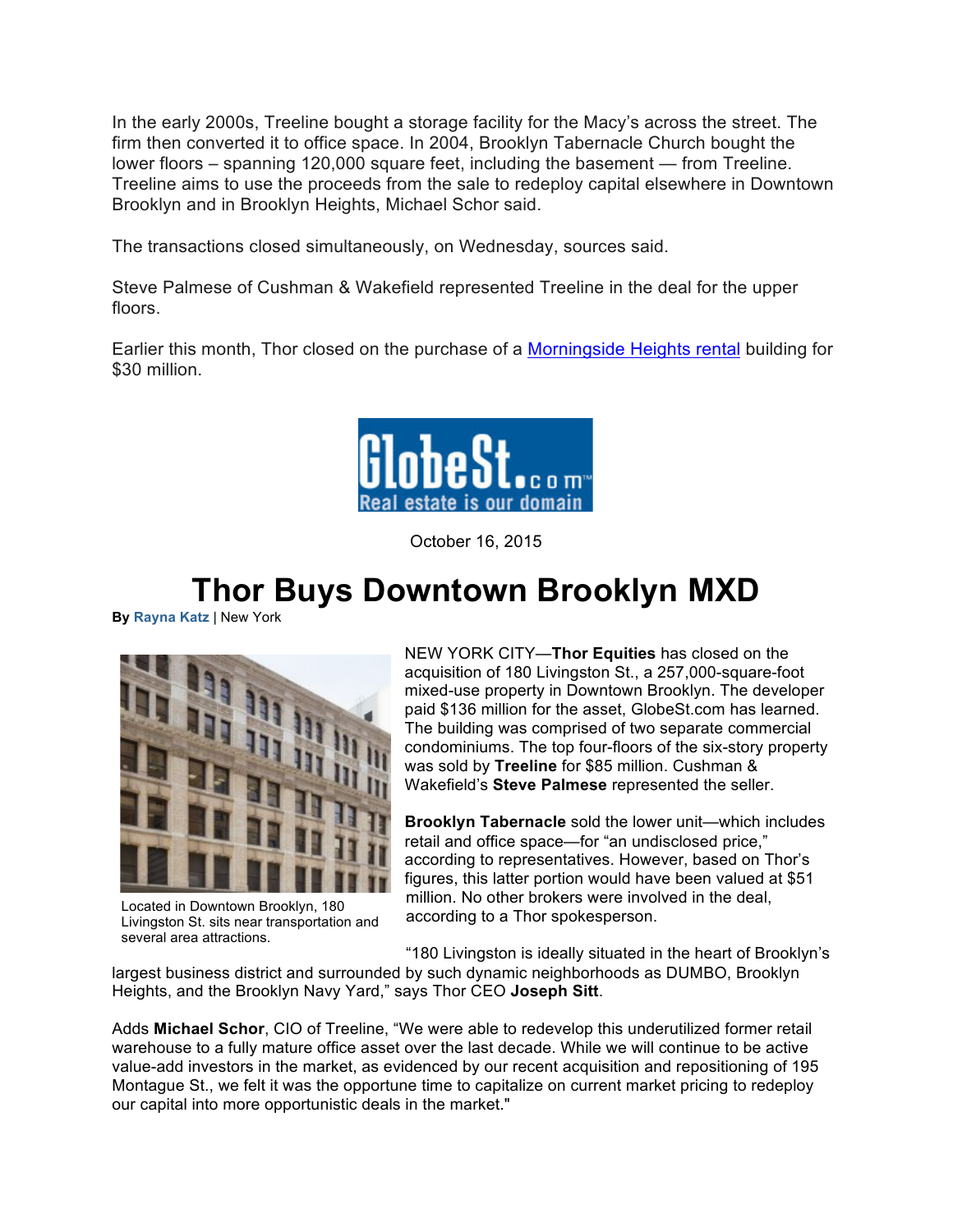In the early 2000s, Treeline bought a storage facility for the Macy's across the street. The firm then converted it to office space. In 2004, Brooklyn Tabernacle Church bought the lower floors – spanning 120,000 square feet, including the basement — from Treeline. Treeline aims to use the proceeds from the sale to redeploy capital elsewhere in Downtown Brooklyn and in Brooklyn Heights, Michael Schor said.

The transactions closed simultaneously, on Wednesday, sources said.

Steve Palmese of Cushman & Wakefield represented Treeline in the deal for the upper floors.

Earlier this month, Thor closed on the purchase of a Morningside Heights rental building for $30 million.

GlobeSt.com
Real estate is our domain

October 16, 2015

# Thor Buys Downtown Brooklyn MXD

**By** Rayna Katz | New York

Located in Downtown Brooklyn, 180 Livingston St. sits near transportation and several area attractions.

NEW YORK CITY—**Thor Equities** has closed on the acquisition of 180 Livingston St., a 257,000-square-foot mixed-use property in Downtown Brooklyn. The developer paid $136 million for the asset, GlobeSt.com has learned. The building was comprised of two separate commercial condominiums. The top four-floors of the six-story property was sold by **Treeline** for $85 million. Cushman & Wakefield's **Steve Palmese** represented the seller.

**Brooklyn Tabernacle** sold the lower unit—which includes retail and office space—for "an undisclosed price," according to representatives. However, based on Thor's figures, this latter portion would have been valued at $51 million. No other brokers were involved in the deal, according to a Thor spokesperson.

"180 Livingston is ideally situated in the heart of Brooklyn's largest business district and surrounded by such dynamic neighborhoods as DUMBO, Brooklyn Heights, and the Brooklyn Navy Yard," says Thor CEO **Joseph Sitt**.

Adds **Michael Schor**, CIO of Treeline, "We were able to redevelop this underutilized former retail warehouse to a fully mature office asset over the last decade. While we will continue to be active value-add investors in the market, as evidenced by our recent acquisition and repositioning of 195 Montague St., we felt it was the opportune time to capitalize on current market pricing to redeploy our capital into more opportunistic deals in the market."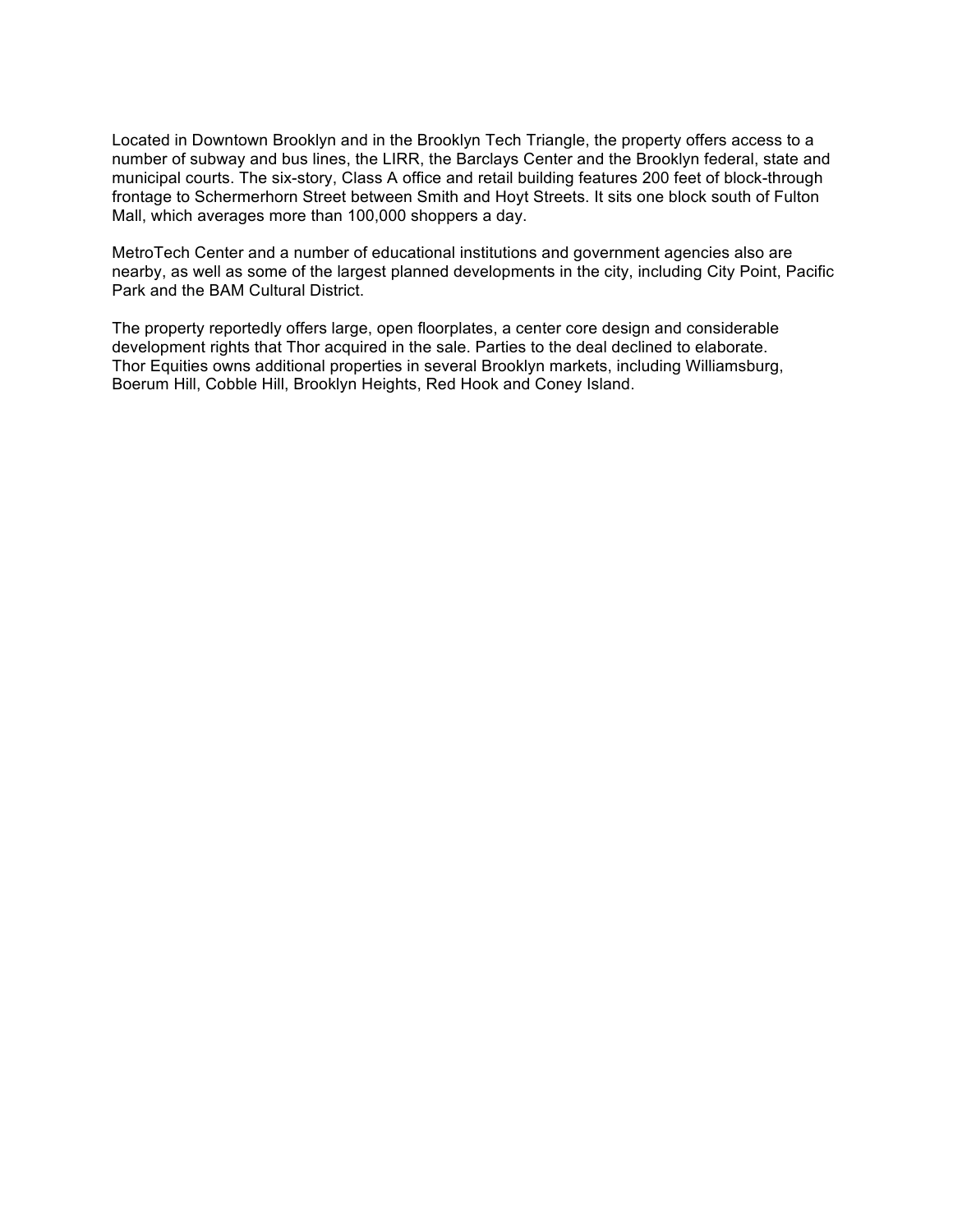Located in Downtown Brooklyn and in the Brooklyn Tech Triangle, the property offers access to a number of subway and bus lines, the LIRR, the Barclays Center and the Brooklyn federal, state and municipal courts. The six-story, Class A office and retail building features 200 feet of block-through frontage to Schermerhorn Street between Smith and Hoyt Streets. It sits one block south of Fulton Mall, which averages more than 100,000 shoppers a day.

MetroTech Center and a number of educational institutions and government agencies also are nearby, as well as some of the largest planned developments in the city, including City Point, Pacific Park and the BAM Cultural District.

The property reportedly offers large, open floorplates, a center core design and considerable development rights that Thor acquired in the sale. Parties to the deal declined to elaborate.
Thor Equities owns additional properties in several Brooklyn markets, including Williamsburg, Boerum Hill, Cobble Hill, Brooklyn Heights, Red Hook and Coney Island.